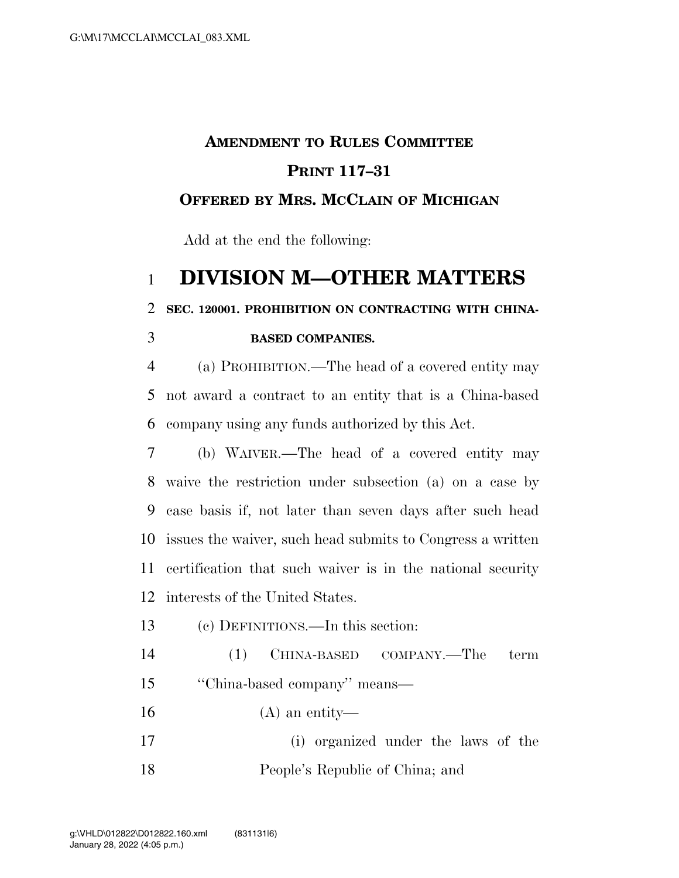# Amendment to Rules Committee Print 117–31

## Offered by Mrs. McClain of Michigan

Add at the end the following:

# DIVISION M—OTHER MATTERS

### SEC. 120001. PROHIBITION ON CONTRACTING WITH CHINA-BASED COMPANIES.

(a) PROHIBITION.—The head of a covered entity may not award a contract to an entity that is a China-based company using any funds authorized by this Act.

(b) WAIVER.—The head of a covered entity may waive the restriction under subsection (a) on a case by case basis if, not later than seven days after such head issues the waiver, such head submits to Congress a written certification that such waiver is in the national security interests of the United States.

(c) DEFINITIONS.—In this section:

(1) CHINA-BASED COMPANY.—The term ''China-based company'' means—

(A) an entity—

(i) organized under the laws of the People's Republic of China; and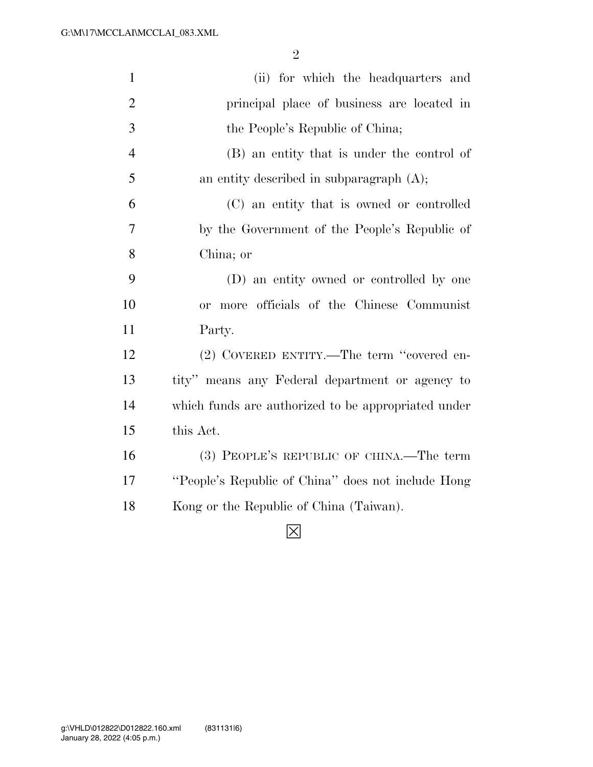(ii) for which the headquarters and principal place of business are located in the People's Republic of China;

(B) an entity that is under the control of an entity described in subparagraph (A);

(C) an entity that is owned or controlled by the Government of the People's Republic of China; or

(D) an entity owned or controlled by one or more officials of the Chinese Communist Party.

(2) COVERED ENTITY.—The term ''covered entity'' means any Federal department or agency to which funds are authorized to be appropriated under this Act.

(3) PEOPLE'S REPUBLIC OF CHINA.—The term ''People's Republic of China'' does not include Hong Kong or the Republic of China (Taiwan).